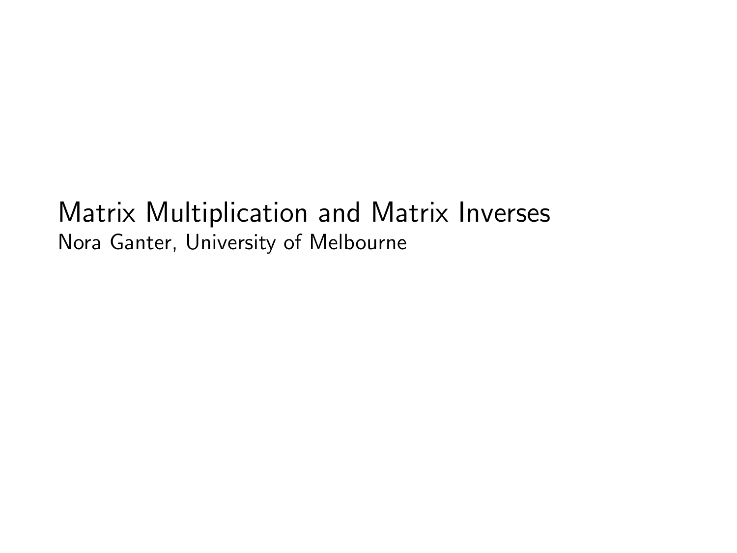# Matrix Multiplication and Matrix Inverses

Nora Ganter, University of Melbourne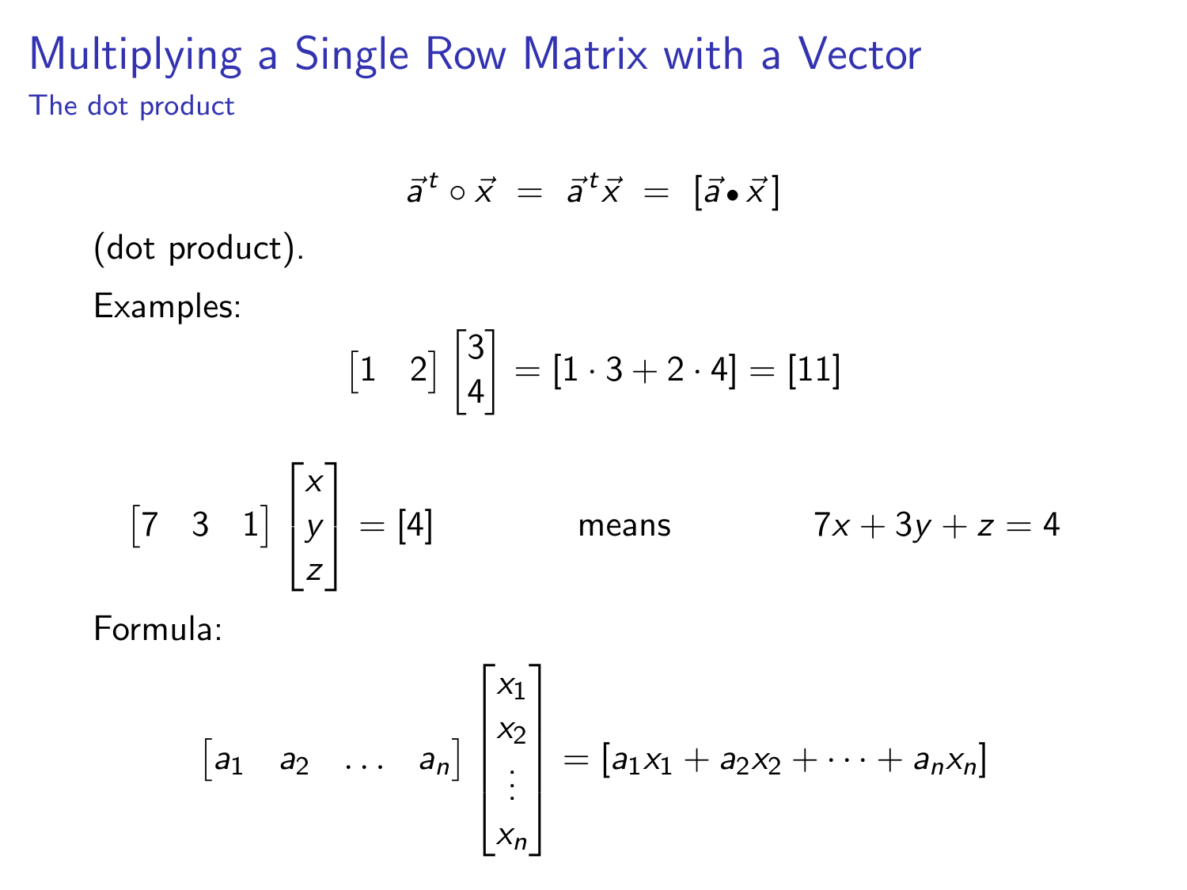# Multiplying a Single Row Matrix with a Vector

## The dot product

$$\vec{a}^t \circ \vec{x} \;=\; \vec{a}^t\vec{x} \;=\; [\vec{a} \bullet \vec{x}]$$

(dot product).

Examples:

$$\begin{bmatrix} 1 & 2 \end{bmatrix} \begin{bmatrix} 3 \\ 4 \end{bmatrix} = [1 \cdot 3 + 2 \cdot 4] = [11]$$

$$\begin{bmatrix} 7 & 3 & 1 \end{bmatrix} \begin{bmatrix} x \\ y \\ z \end{bmatrix} = [4] \qquad \text{means} \qquad 7x + 3y + z = 4$$

Formula:

$$\begin{bmatrix} a_1 & a_2 & \dots & a_n \end{bmatrix} \begin{bmatrix} x_1 \\ x_2 \\ \vdots \\ x_n \end{bmatrix} = [a_1 x_1 + a_2 x_2 + \cdots + a_n x_n]$$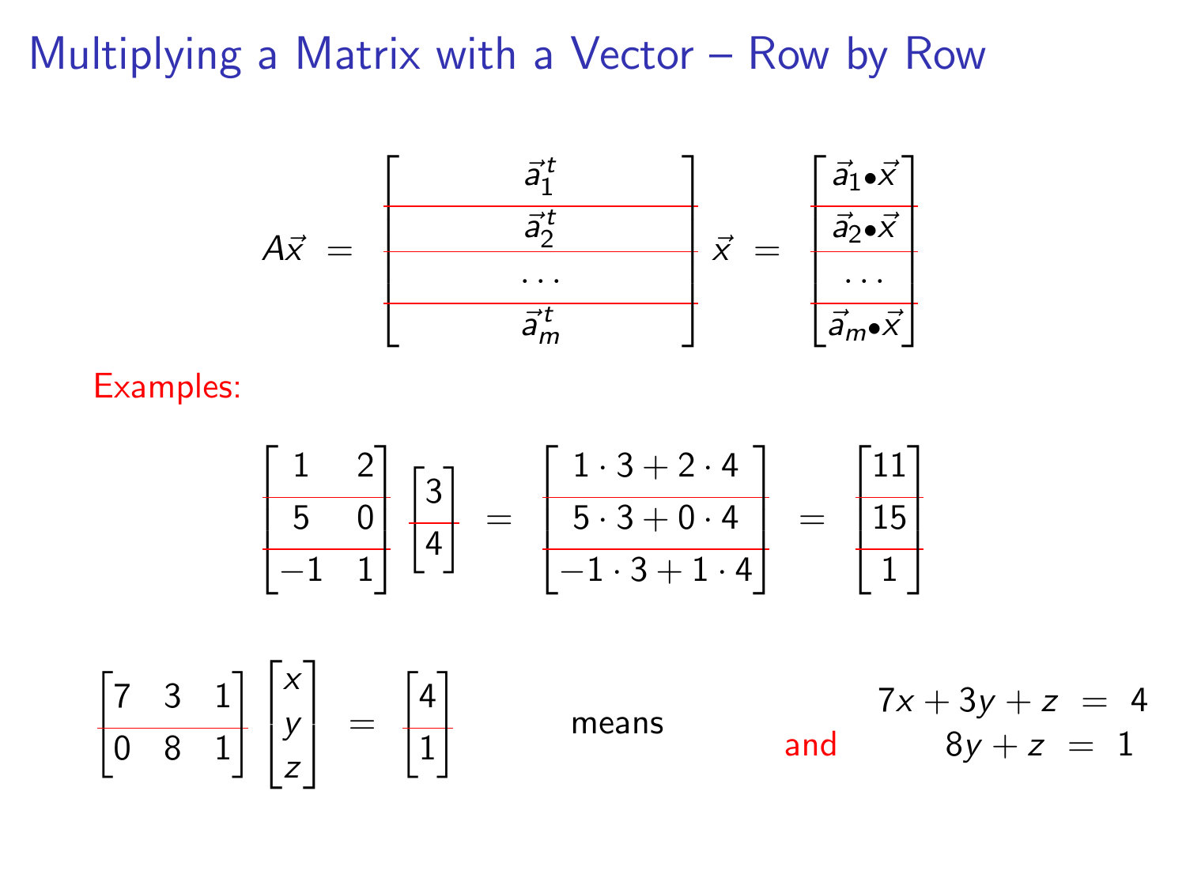# Multiplying a Matrix with a Vector – Row by Row

$$A\vec{x} = \begin{bmatrix} \vec{a}_1^t \\ \hline \vec{a}_2^t \\ \hline \dots \\ \hline \vec{a}_m^t \end{bmatrix} \vec{x} = \begin{bmatrix} \vec{a}_1 \bullet \vec{x} \\ \hline \vec{a}_2 \bullet \vec{x} \\ \hline \dots \\ \hline \vec{a}_m \bullet \vec{x} \end{bmatrix}$$

Examples:

$$\begin{bmatrix} 1 & 2 \\ \hline 5 & 0 \\ \hline -1 & 1 \end{bmatrix} \begin{bmatrix} 3 \\ \hline 4 \end{bmatrix} = \begin{bmatrix} 1 \cdot 3 + 2 \cdot 4 \\ \hline 5 \cdot 3 + 0 \cdot 4 \\ \hline -1 \cdot 3 + 1 \cdot 4 \end{bmatrix} = \begin{bmatrix} 11 \\ \hline 15 \\ \hline 1 \end{bmatrix}$$

$$\begin{bmatrix} 7 & 3 & 1 \\ \hline 0 & 8 & 1 \end{bmatrix} \begin{bmatrix} x \\ y \\ z \end{bmatrix} = \begin{bmatrix} 4 \\ \hline 1 \end{bmatrix}$$

means

$$7x + 3y + z = 4$$

and

$$8y + z = 1$$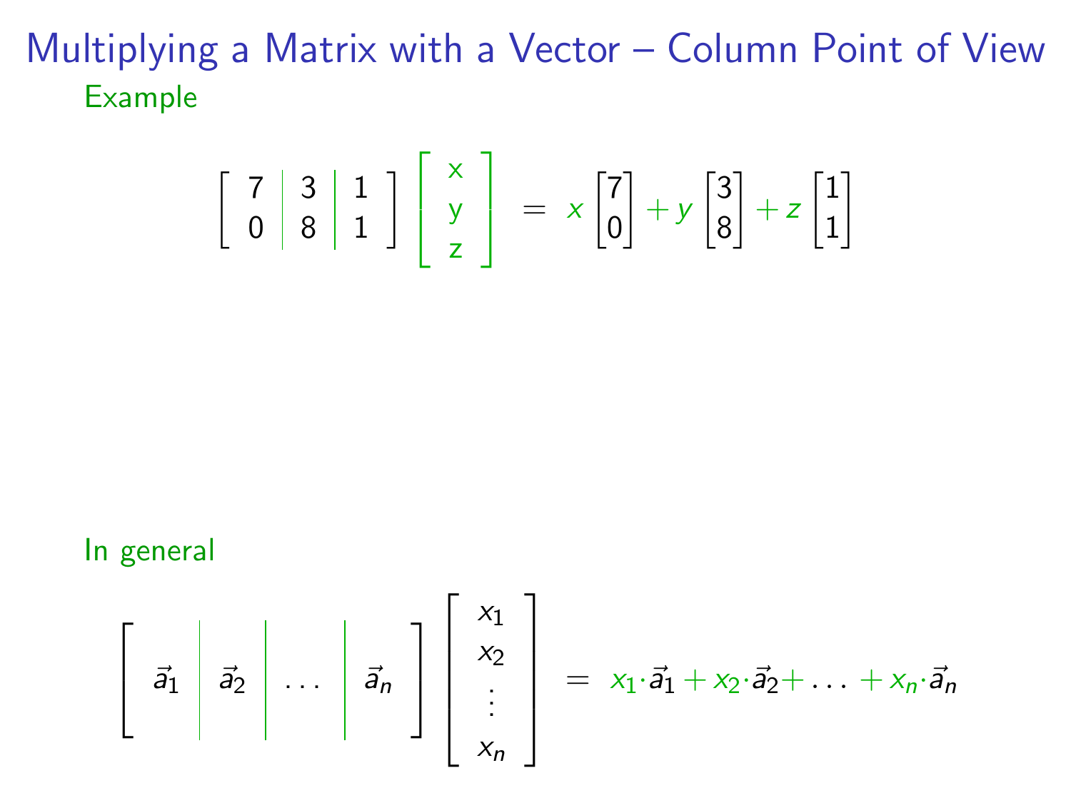# Multiplying a Matrix with a Vector – Column Point of View

## Example

$$\left[\begin{array}{c|c|c} 7 & 3 & 1 \\ 0 & 8 & 1 \end{array}\right] \begin{bmatrix} x \\ y \\ z \end{bmatrix} = x \begin{bmatrix} 7 \\ 0 \end{bmatrix} + y \begin{bmatrix} 3 \\ 8 \end{bmatrix} + z \begin{bmatrix} 1 \\ 1 \end{bmatrix}$$

## In general

$$\left[\begin{array}{c|c|c|c} \vec{a}_1 & \vec{a}_2 & \dots & \vec{a}_n \end{array}\right] \begin{bmatrix} x_1 \\ x_2 \\ \vdots \\ x_n \end{bmatrix} = x_1 \cdot \vec{a}_1 + x_2 \cdot \vec{a}_2 + \dots + x_n \cdot \vec{a}_n$$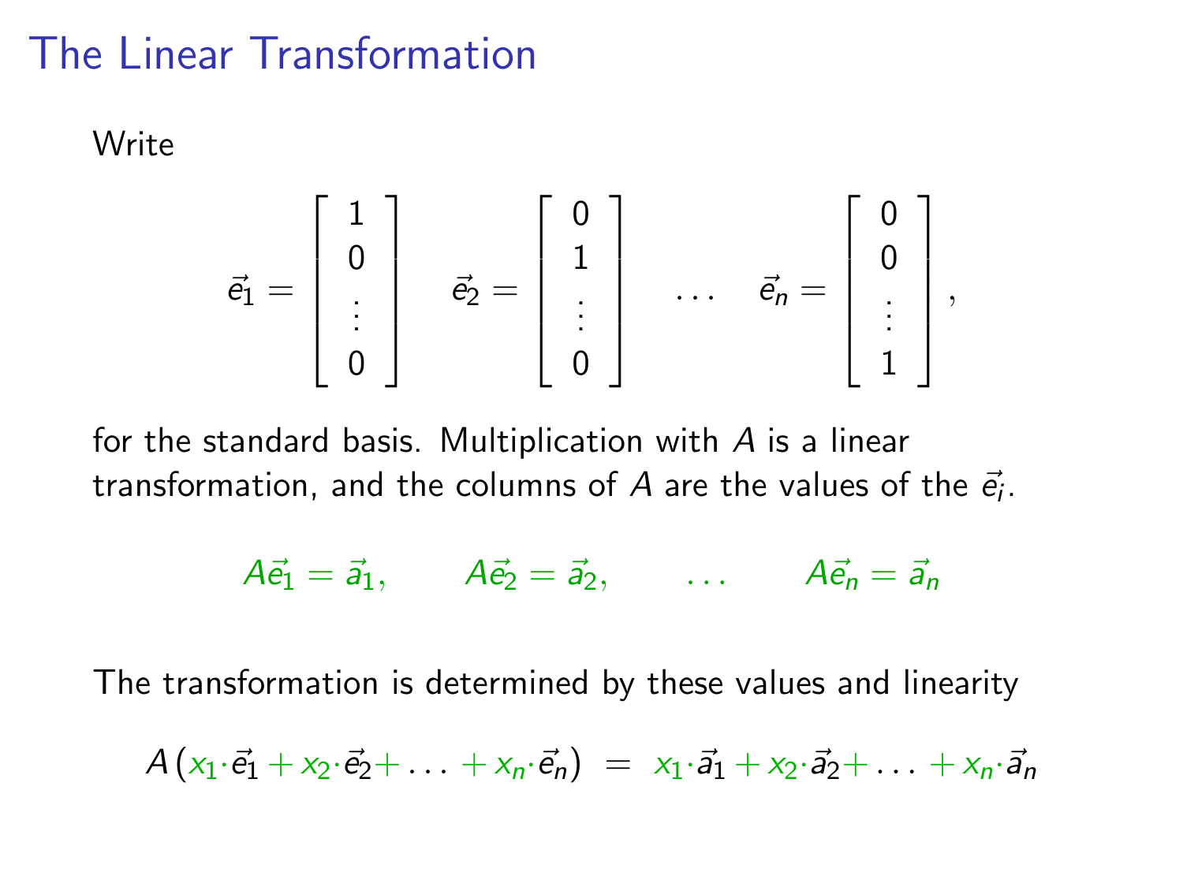# The Linear Transformation

Write

$$\vec{e}_1 = \begin{bmatrix} 1 \\ 0 \\ \vdots \\ 0 \end{bmatrix} \quad \vec{e}_2 = \begin{bmatrix} 0 \\ 1 \\ \vdots \\ 0 \end{bmatrix} \quad \dots \quad \vec{e}_n = \begin{bmatrix} 0 \\ 0 \\ \vdots \\ 1 \end{bmatrix},$$

for the standard basis. Multiplication with $A$ is a linear transformation, and the columns of $A$ are the values of the $\vec{e}_i$.

$$A\vec{e}_1 = \vec{a}_1, \qquad A\vec{e}_2 = \vec{a}_2, \qquad \dots \qquad A\vec{e}_n = \vec{a}_n$$

The transformation is determined by these values and linearity

$$A\left(x_1 \cdot \vec{e}_1 + x_2 \cdot \vec{e}_2 + \dots + x_n \cdot \vec{e}_n\right) = x_1 \cdot \vec{a}_1 + x_2 \cdot \vec{a}_2 + \dots + x_n \cdot \vec{a}_n$$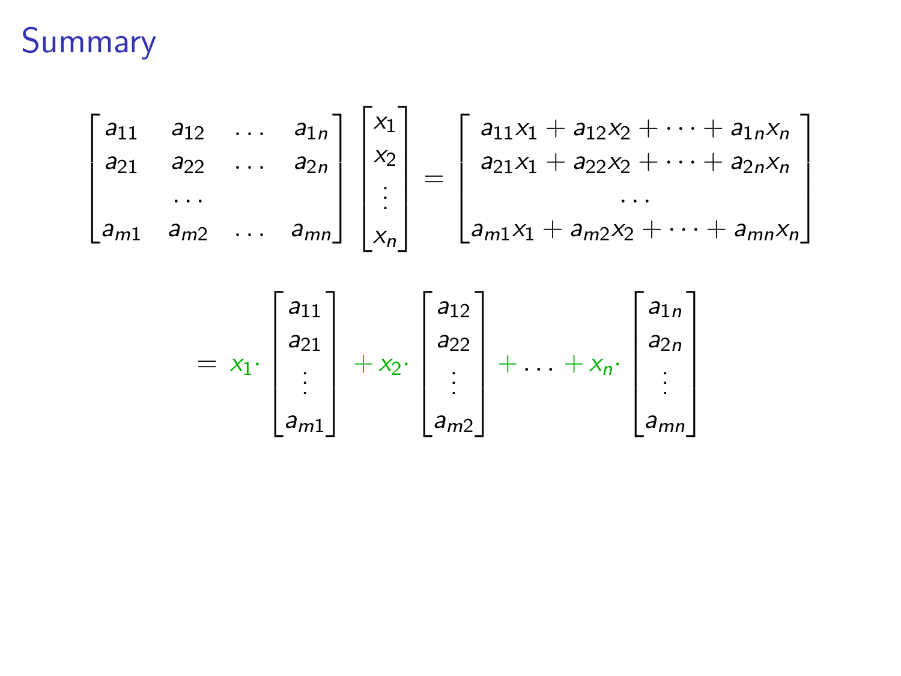# Summary

$$
\begin{bmatrix} a_{11} & a_{12} & \dots & a_{1n} \\ a_{21} & a_{22} & \dots & a_{2n} \\ & \dots & & \\ a_{m1} & a_{m2} & \dots & a_{mn} \end{bmatrix} \begin{bmatrix} x_1 \\ x_2 \\ \vdots \\ x_n \end{bmatrix} = \begin{bmatrix} a_{11}x_1 + a_{12}x_2 + \cdots + a_{1n}x_n \\ a_{21}x_1 + a_{22}x_2 + \cdots + a_{2n}x_n \\ \dots \\ a_{m1}x_1 + a_{m2}x_2 + \cdots + a_{mn}x_n \end{bmatrix}
$$

$$
= x_1 \cdot \begin{bmatrix} a_{11} \\ a_{21} \\ \vdots \\ a_{m1} \end{bmatrix} + x_2 \cdot \begin{bmatrix} a_{12} \\ a_{22} \\ \vdots \\ a_{m2} \end{bmatrix} + \dots + x_n \cdot \begin{bmatrix} a_{1n} \\ a_{2n} \\ \vdots \\ a_{mn} \end{bmatrix}
$$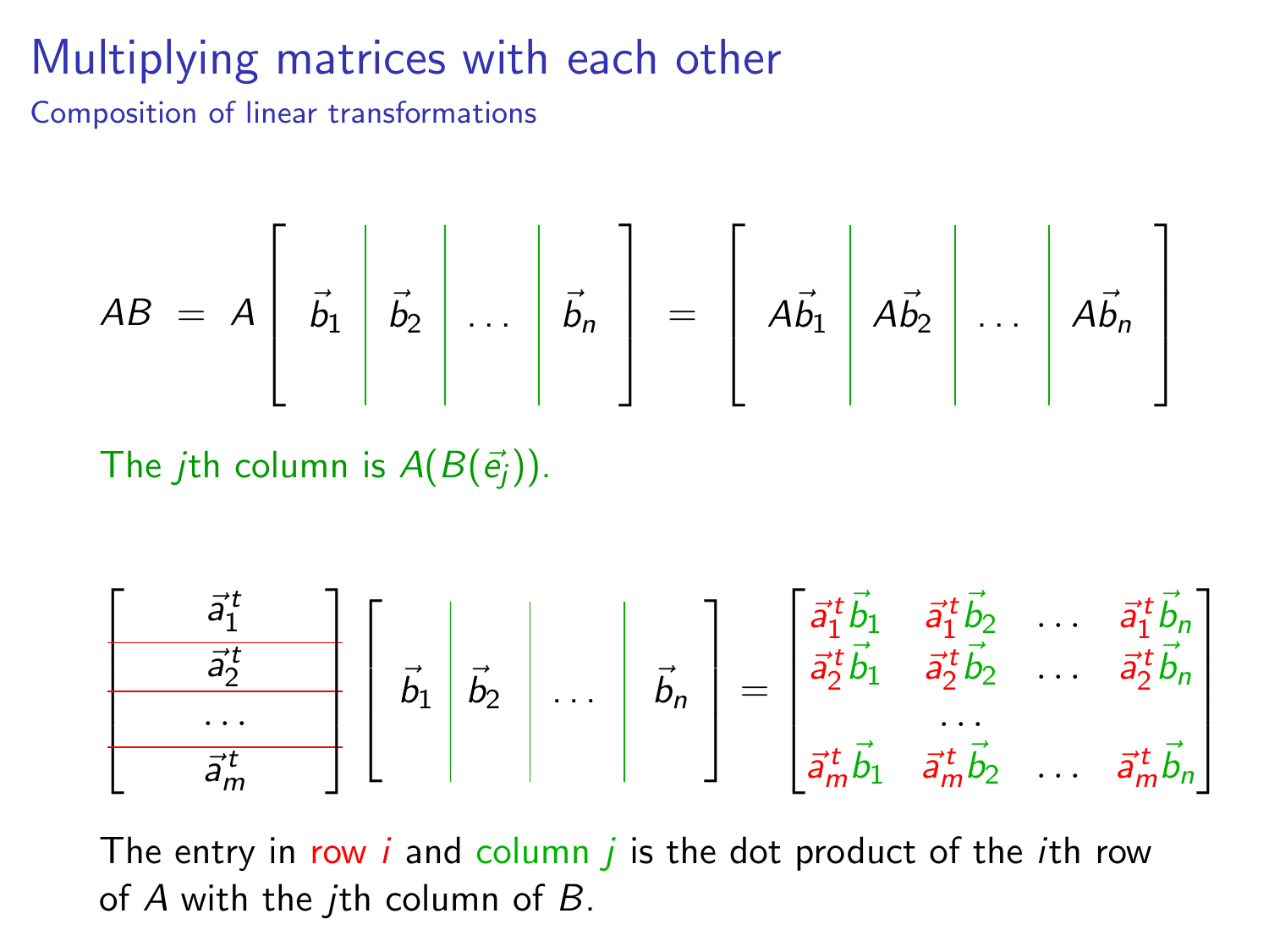# Multiplying matrices with each other

## Composition of linear transformations

$$AB = A\left[\begin{array}{c|c|c|c} \vec{b}_1 & \vec{b}_2 & \dots & \vec{b}_n \end{array}\right] = \left[\begin{array}{c|c|c|c} A\vec{b}_1 & A\vec{b}_2 & \dots & A\vec{b}_n \end{array}\right]$$

The $j$th column is $A(B(\vec{e}_j))$.

$$\left[\begin{array}{c} \vec{a}_1^t \\ \hline \vec{a}_2^t \\ \hline \dots \\ \hline \vec{a}_m^t \end{array}\right] \left[\begin{array}{c|c|c|c} \vec{b}_1 & \vec{b}_2 & \dots & \vec{b}_n \end{array}\right] = \begin{bmatrix} \vec{a}_1^t\vec{b}_1 & \vec{a}_1^t\vec{b}_2 & \dots & \vec{a}_1^t\vec{b}_n \\ \vec{a}_2^t\vec{b}_1 & \vec{a}_2^t\vec{b}_2 & \dots & \vec{a}_2^t\vec{b}_n \\ & \dots & & \\ \vec{a}_m^t\vec{b}_1 & \vec{a}_m^t\vec{b}_2 & \dots & \vec{a}_m^t\vec{b}_n \end{bmatrix}$$

The entry in row $i$ and column $j$ is the dot product of the $i$th row of $A$ with the $j$th column of $B$.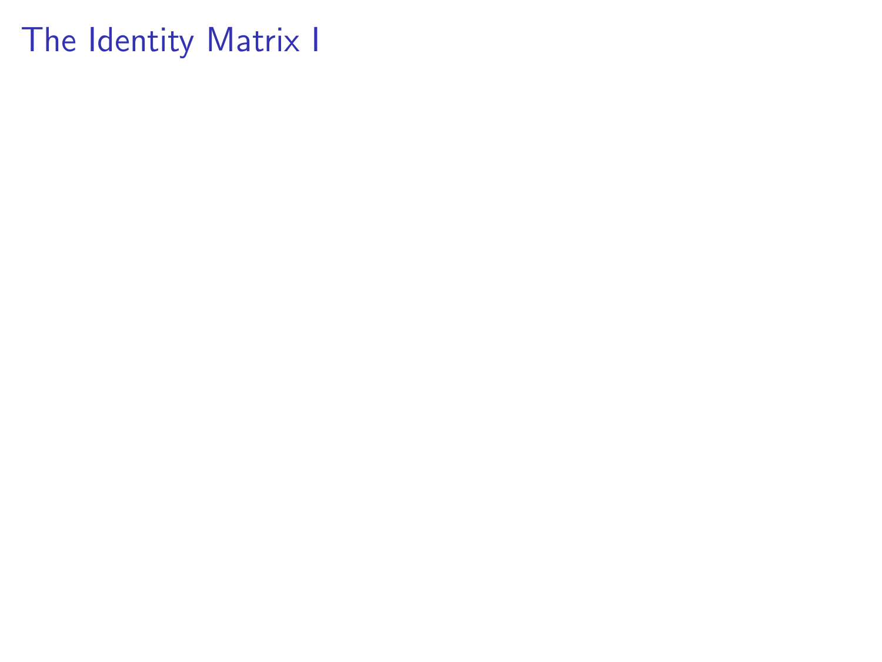# The Identity Matrix I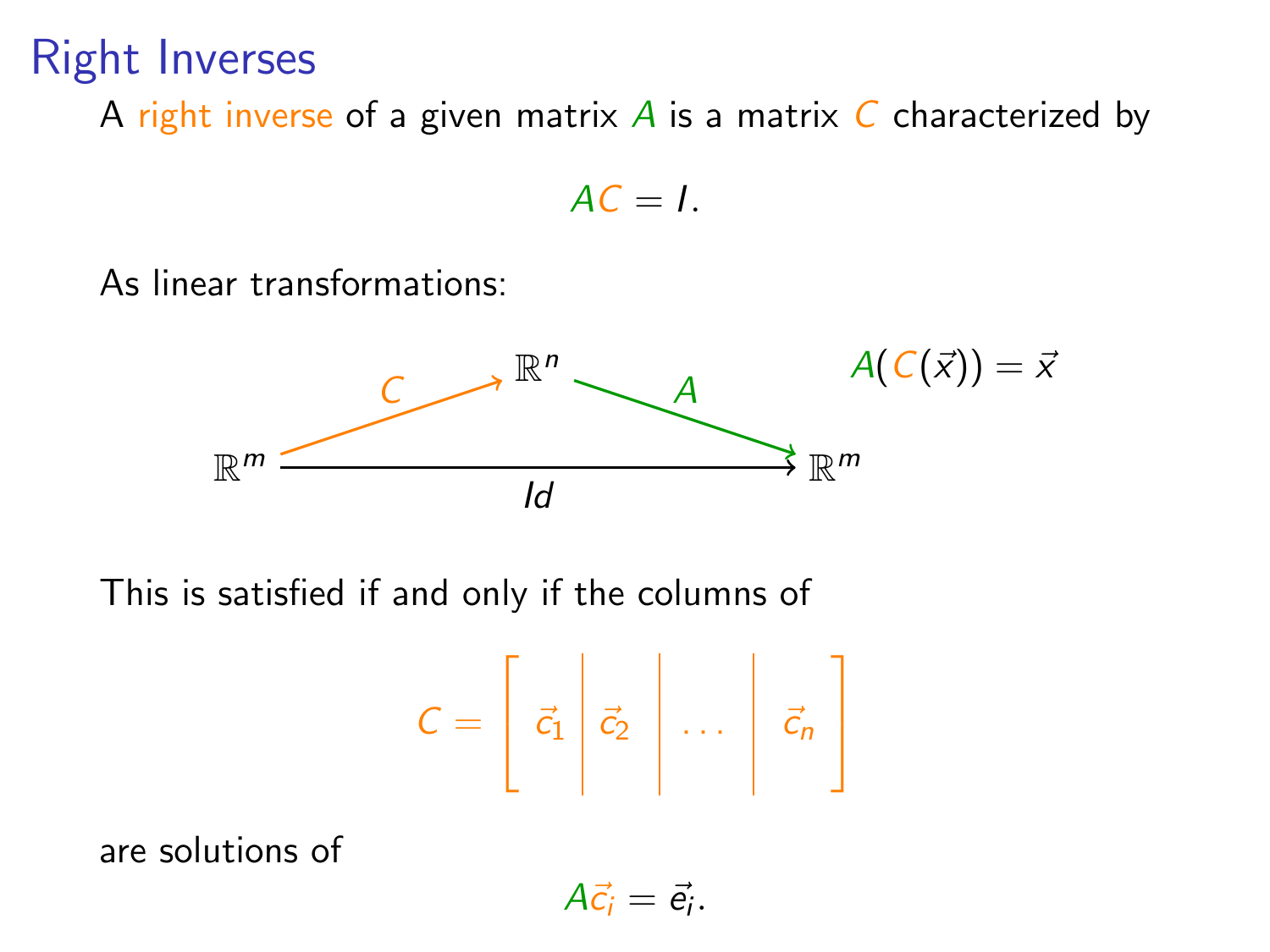# Right Inverses

A right inverse of a given matrix $A$ is a matrix $C$ characterized by

$$AC = I.$$

As linear transformations:

$$\mathbb{R}^m \xrightarrow{C} \mathbb{R}^n \xrightarrow{A} \mathbb{R}^m, \qquad \mathbb{R}^m \xrightarrow{Id} \mathbb{R}^m$$

$$A(C(\vec{x})) = \vec{x}$$

This is satisfied if and only if the columns of

$$C = \left[ \begin{array}{c|c|c|c} \vec{c}_1 & \vec{c}_2 & \dots & \vec{c}_n \end{array} \right]$$

are solutions of

$$A\vec{c}_i = \vec{e}_i.$$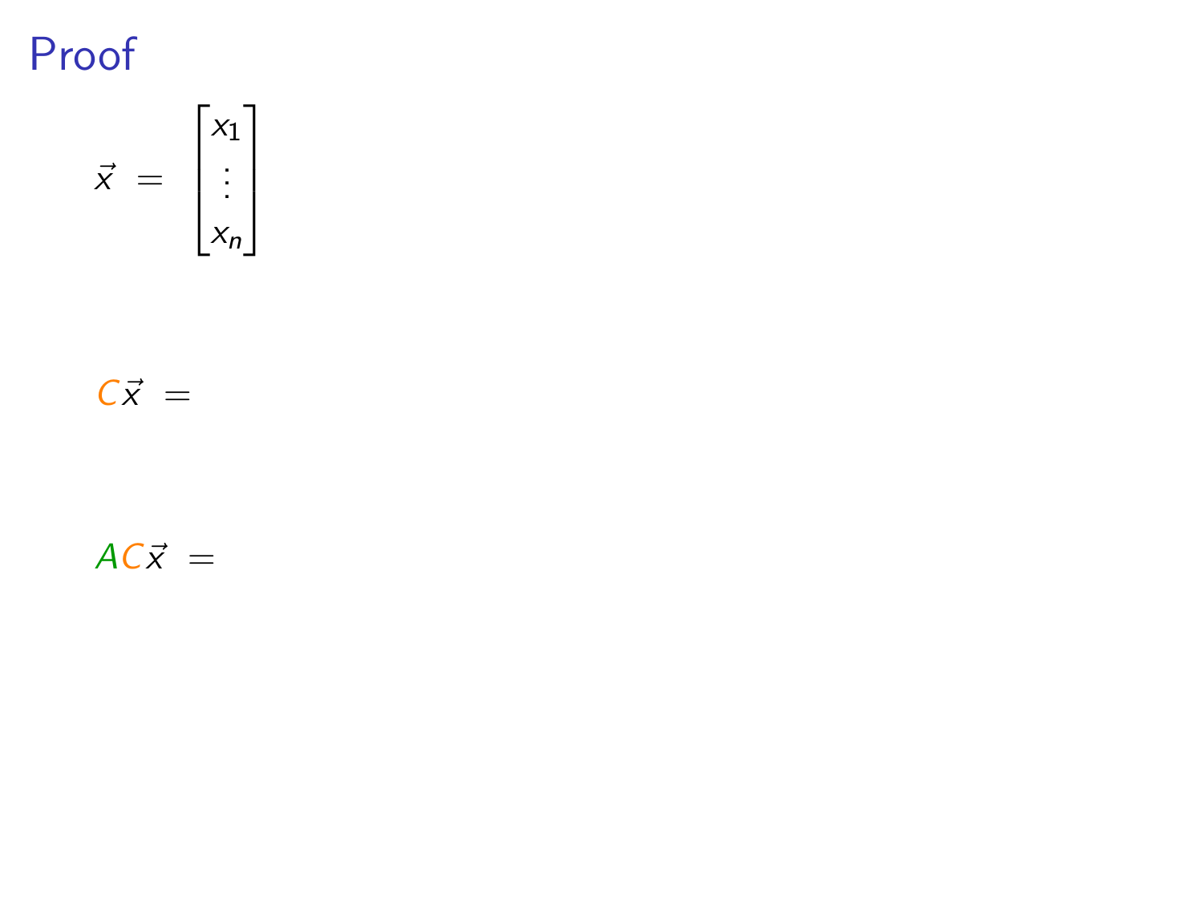# Proof

$$\vec{x} = \begin{bmatrix} x_1 \\ \vdots \\ x_n \end{bmatrix}$$

$$C\vec{x} =$$

$$AC\vec{x} =$$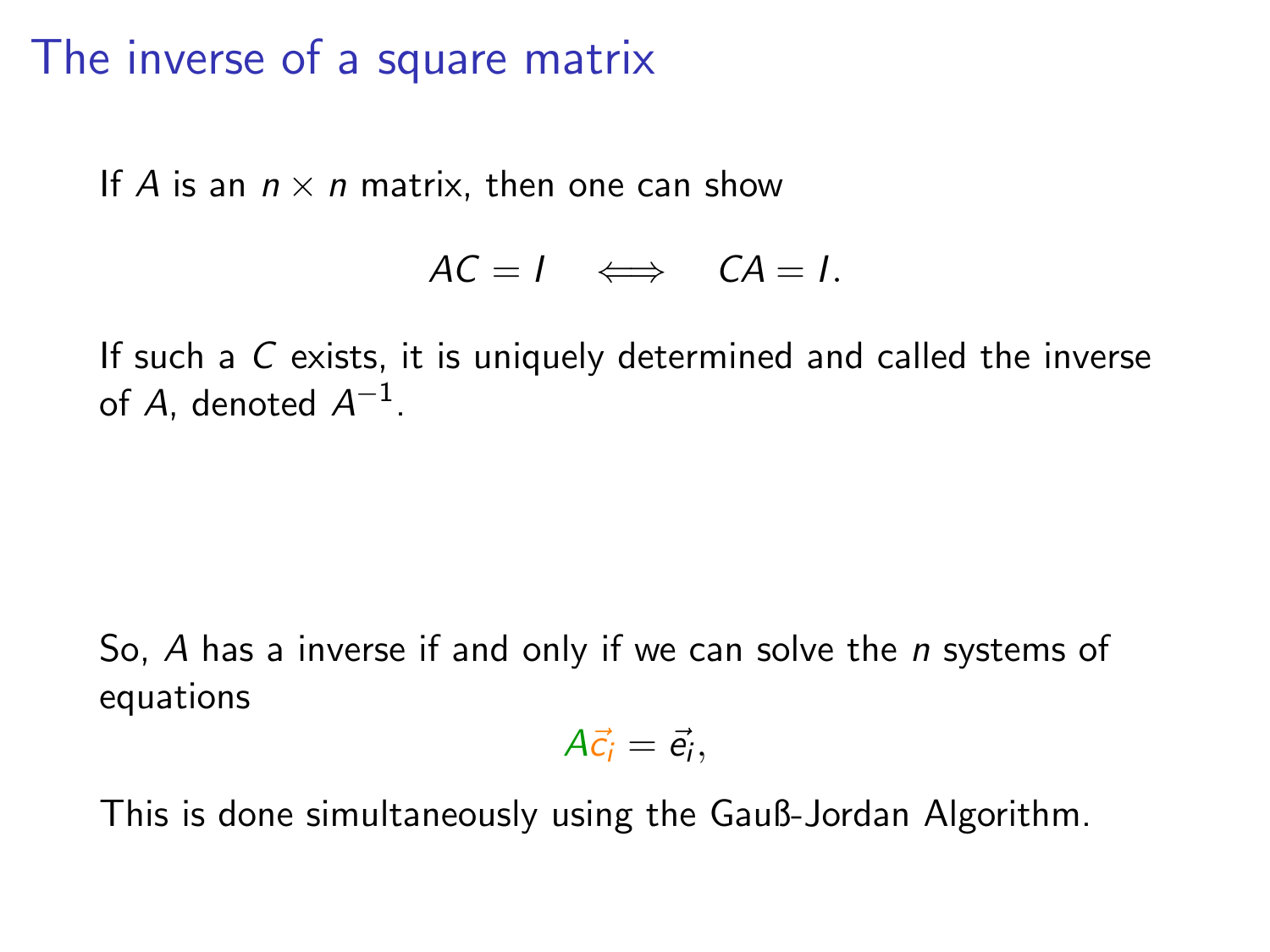# The inverse of a square matrix

If $A$ is an $n \times n$ matrix, then one can show

$$AC = I \quad \Longleftrightarrow \quad CA = I.$$

If such a $C$ exists, it is uniquely determined and called the inverse of $A$, denoted $A^{-1}$.

So, $A$ has a inverse if and only if we can solve the $n$ systems of equations

$$A\vec{c_i} = \vec{e_i},$$

This is done simultaneously using the Gauß-Jordan Algorithm.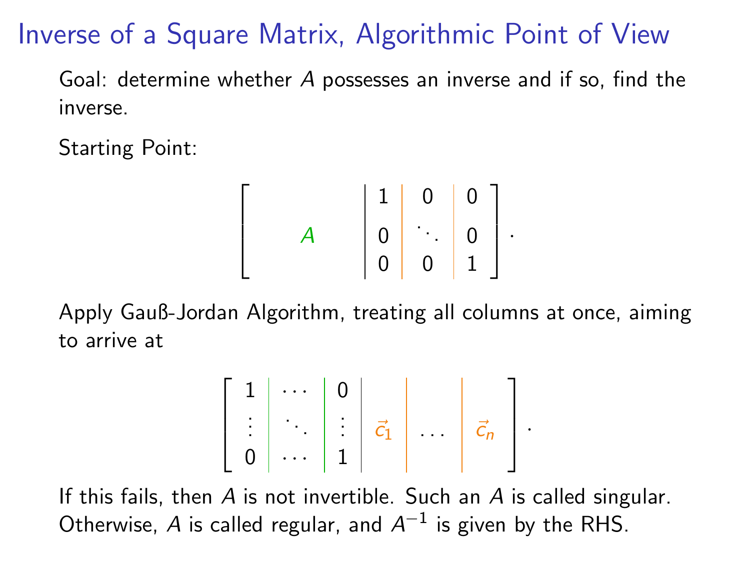# Inverse of a Square Matrix, Algorithmic Point of View

Goal: determine whether $A$ possesses an inverse and if so, find the inverse.

Starting Point:

$$\left[\begin{array}{c|c|c|c} \quad A \quad & \begin{matrix} 1 \\ 0 \\ 0 \end{matrix} & \begin{matrix} 0 \\ \ddots \\ 0 \end{matrix} & \begin{matrix} 0 \\ 0 \\ 1 \end{matrix} \end{array}\right].$$

Apply Gauß-Jordan Algorithm, treating all columns at once, aiming to arrive at

$$\left[\begin{array}{c|c|c|c|c|c} 1 & \cdots & 0 & & & \\ \vdots & \ddots & \vdots & \vec{c}_1 & \ldots & \vec{c}_n \\ 0 & \cdots & 1 & & & \end{array}\right].$$

If this fails, then $A$ is not invertible. Such an $A$ is called singular. Otherwise, $A$ is called regular, and $A^{-1}$ is given by the RHS.